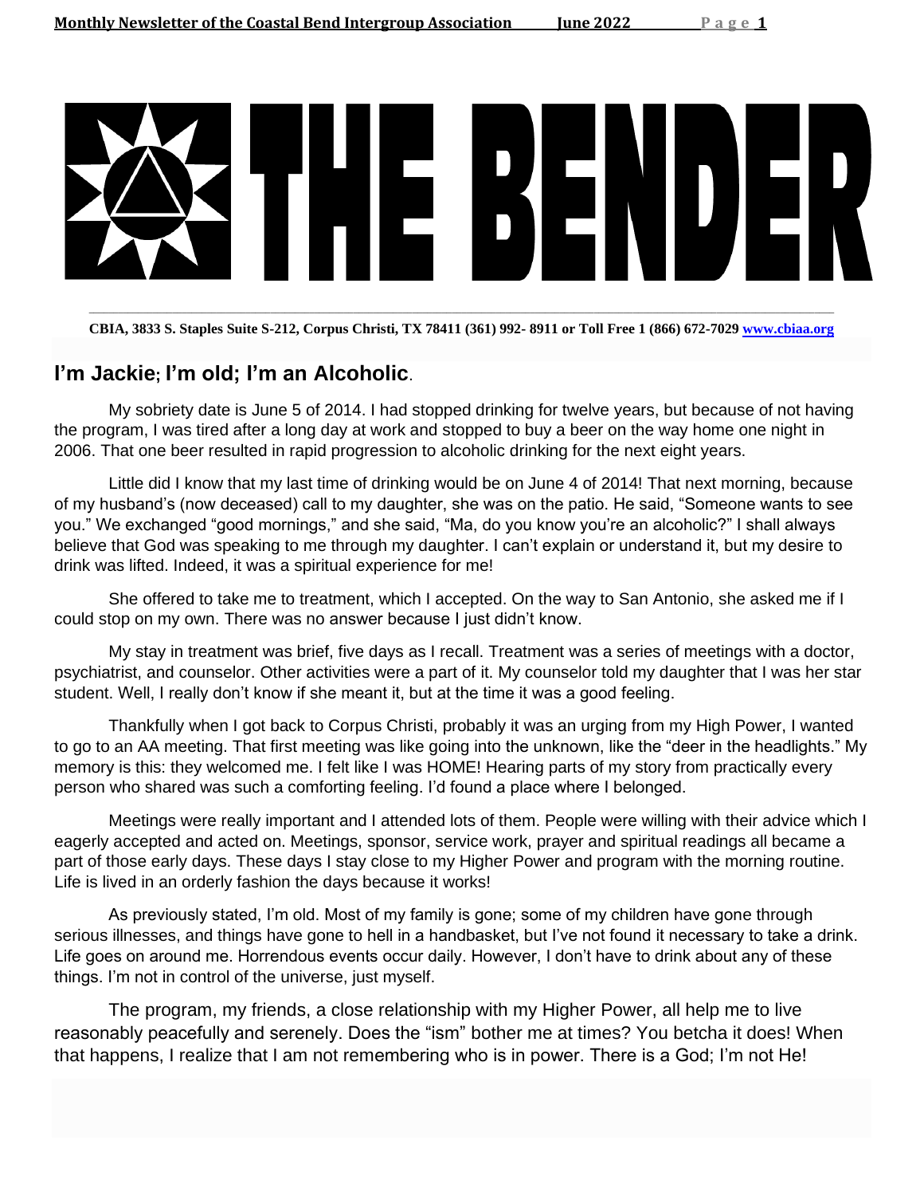# THE BENDER

**CBIA, 3833 S. Staples Suite S-212, Corpus Christi, TX 78411 (361) 992- 8911 or Toll Free 1 (866) 672-7029 [www.cbiaa.org](http://www.cbiaa.org)**

## I'm Jackie; I'm old; I'm an Alcoholic.

My sobriety date is June 5 of 2014. I had stopped drinking for twelve years, but because of not having the program, I was tired after a long day at work and stopped to buy a beer on the way home one night in 2006. That one beer resulted in rapid progression to alcoholic drinking for the next eight years.

Little did I know that my last time of drinking would be on June 4 of 2014! That next morning, because of my husband's (now deceased) call to my daughter, she was on the patio. He said, "Someone wants to see you." We exchanged "good mornings," and she said, "Ma, do you know you're an alcoholic?" I shall always believe that God was speaking to me through my daughter. I can't explain or understand it, but my desire to drink was lifted. Indeed, it was a spiritual experience for me!

She offered to take me to treatment, which I accepted. On the way to San Antonio, she asked me if I could stop on my own. There was no answer because I just didn't know.

My stay in treatment was brief, five days as I recall. Treatment was a series of meetings with a doctor, psychiatrist, and counselor. Other activities were a part of it. My counselor told my daughter that I was her star student. Well, I really don't know if she meant it, but at the time it was a good feeling.

Thankfully when I got back to Corpus Christi, probably it was an urging from my High Power, I wanted to go to an AA meeting. That first meeting was like going into the unknown, like the "deer in the headlights." My memory is this: they welcomed me. I felt like I was HOME! Hearing parts of my story from practically every person who shared was such a comforting feeling. I'd found a place where I belonged.

Meetings were really important and I attended lots of them. People were willing with their advice which I eagerly accepted and acted on. Meetings, sponsor, service work, prayer and spiritual readings all became a part of those early days. These days I stay close to my Higher Power and program with the morning routine. Life is lived in an orderly fashion the days because it works!

As previously stated, I'm old. Most of my family is gone; some of my children have gone through serious illnesses, and things have gone to hell in a handbasket, but I've not found it necessary to take a drink. Life goes on around me. Horrendous events occur daily. However, I don't have to drink about any of these things. I'm not in control of the universe, just myself.

The program, my friends, a close relationship with my Higher Power, all help me to live reasonably peacefully and serenely. Does the "ism" bother me at times? You betcha it does! When that happens, I realize that I am not remembering who is in power. There is a God; I'm not He!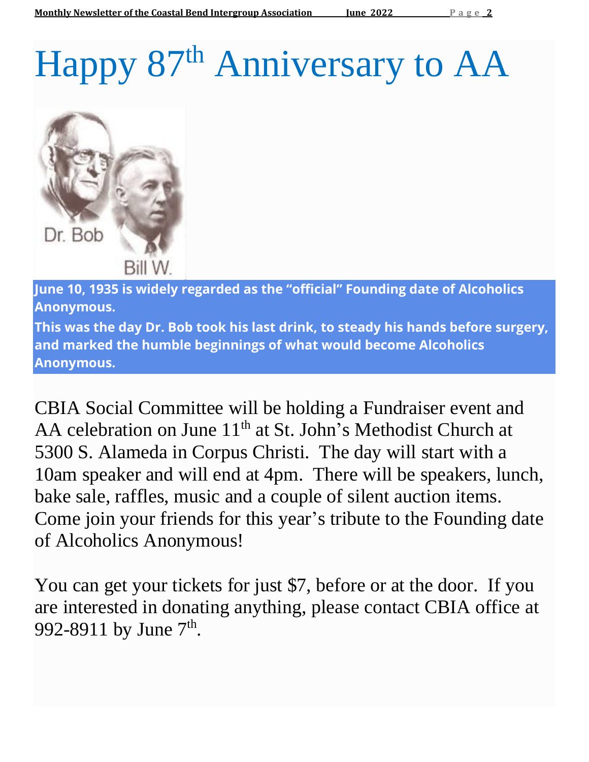# Happy 87th Anniversary to AA

Dr. Bob

Bill W.

**June 10, 1935 is widely regarded as the "official" Founding date of Alcoholics Anonymous.**

**This was the day Dr. Bob took his last drink, to steady his hands before surgery, and marked the humble beginnings of what would become Alcoholics Anonymous.**

CBIA Social Committee will be holding a Fundraiser event and AA celebration on June 11th at St. John's Methodist Church at 5300 S. Alameda in Corpus Christi. The day will start with a 10am speaker and will end at 4pm. There will be speakers, lunch, bake sale, raffles, music and a couple of silent auction items. Come join your friends for this year's tribute to the Founding date of Alcoholics Anonymous!

You can get your tickets for just $7, before or at the door. If you are interested in donating anything, please contact CBIA office at 992-8911 by June 7th.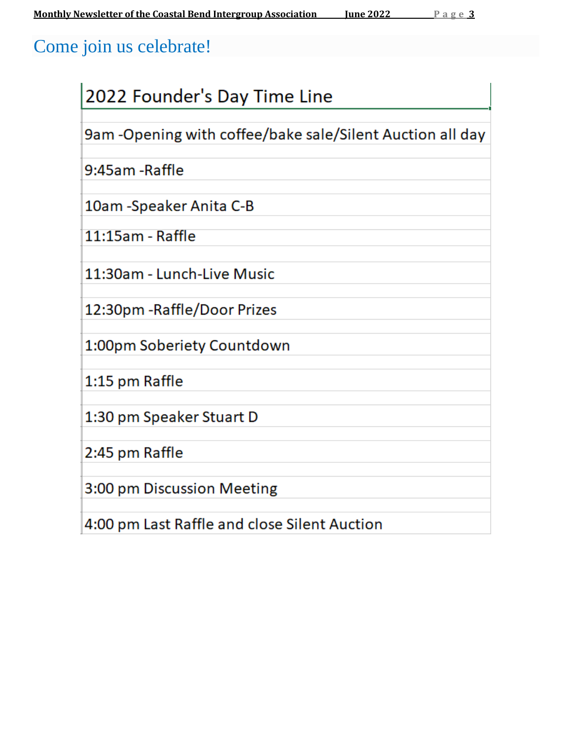# Come join us celebrate!

| 2022 Founder's Day Time Line |
| --- |
| 9am -Opening with coffee/bake sale/Silent Auction all day |
| 9:45am -Raffle |
| 10am -Speaker Anita C-B |
| 11:15am - Raffle |
| 11:30am - Lunch-Live Music |
| 12:30pm -Raffle/Door Prizes |
| 1:00pm Soberiety Countdown |
| 1:15 pm Raffle |
| 1:30 pm Speaker Stuart D |
| 2:45 pm Raffle |
| 3:00 pm Discussion Meeting |
| 4:00 pm Last Raffle and close Silent Auction |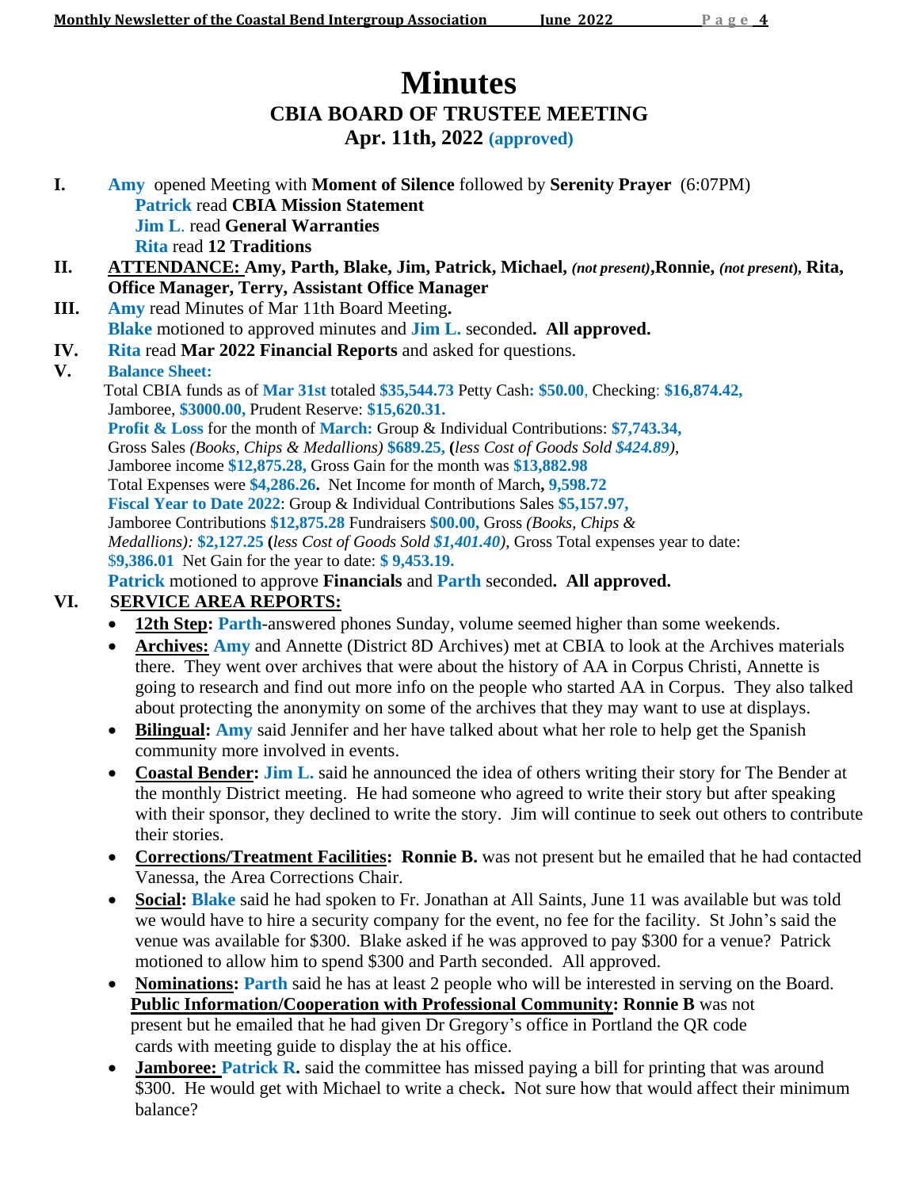# Minutes

## CBIA BOARD OF TRUSTEE MEETING

### Apr. 11th, 2022 (approved)

**I.** Amy opened Meeting with **Moment of Silence** followed by **Serenity Prayer** (6:07PM)
Patrick read **CBIA Mission Statement**
Jim L. read **General Warranties**
Rita read **12 Traditions**

**II.** **ATTENDANCE: Amy, Parth, Blake, Jim, Patrick, Michael,** ***(not present)*****,Ronnie,** ***(not present)*****, Rita, Office Manager, Terry, Assistant Office Manager**

**III.** Amy read Minutes of Mar 11th Board Meeting**.**
Blake motioned to approved minutes and Jim L. seconded**. All approved.**

**IV.** Rita read **Mar 2022 Financial Reports** and asked for questions.

**V.** **Balance Sheet:**
Total CBIA funds as of **Mar 31st** totaled **$35,544.73** Petty Cash**: $50.00**, Checking: **$16,874.42,**
Jamboree, **$3000.00,** Prudent Reserve: **$15,620.31.**
**Profit & Loss** for the month of **March:** Group & Individual Contributions: **$7,743.34,**
Gross Sales *(Books, Chips & Medallions)* **$689.25, (***less Cost of Goods Sold* ***$424.89****)*,
Jamboree income **$12,875.28,** Gross Gain for the month was **$13,882.98**
Total Expenses were **$4,286.26.** Net Income for month of March**, 9,598.72**
**Fiscal Year to Date 2022**: Group & Individual Contributions Sales **$5,157.97,**
Jamboree Contributions **$12,875.28** Fundraisers **$00.00,** Gross *(Books, Chips & Medallions):* **$2,127.25 (***less Cost of Goods Sold* ***$1,401.40****)*, Gross Total expenses year to date: **$9,386.01** Net Gain for the year to date: **$ 9,453.19.**
Patrick motioned to approve **Financials** and Parth seconded**. All approved.**

**VI.** **SERVICE AREA REPORTS:**

- **12th Step:** Parth-answered phones Sunday, volume seemed higher than some weekends.
- **Archives:** Amy and Annette (District 8D Archives) met at CBIA to look at the Archives materials there. They went over archives that were about the history of AA in Corpus Christi, Annette is going to research and find out more info on the people who started AA in Corpus. They also talked about protecting the anonymity on some of the archives that they may want to use at displays.
- **Bilingual:** Amy said Jennifer and her have talked about what her role to help get the Spanish community more involved in events.
- **Coastal Bender:** Jim L. said he announced the idea of others writing their story for The Bender at the monthly District meeting. He had someone who agreed to write their story but after speaking with their sponsor, they declined to write the story. Jim will continue to seek out others to contribute their stories.
- **Corrections/Treatment Facilities: Ronnie B.** was not present but he emailed that he had contacted Vanessa, the Area Corrections Chair.
- **Social:** Blake said he had spoken to Fr. Jonathan at All Saints, June 11 was available but was told we would have to hire a security company for the event, no fee for the facility. St John's said the venue was available for $300. Blake asked if he was approved to pay $300 for a venue? Patrick motioned to allow him to spend $300 and Parth seconded. All approved.
- **Nominations:** Parth said he has at least 2 people who will be interested in serving on the Board.
  **Public Information/Cooperation with Professional Community: Ronnie B** was not present but he emailed that he had given Dr Gregory's office in Portland the QR code cards with meeting guide to display the at his office.
- **Jamboree: Patrick R.** said the committee has missed paying a bill for printing that was around $300. He would get with Michael to write a check**.** Not sure how that would affect their minimum balance?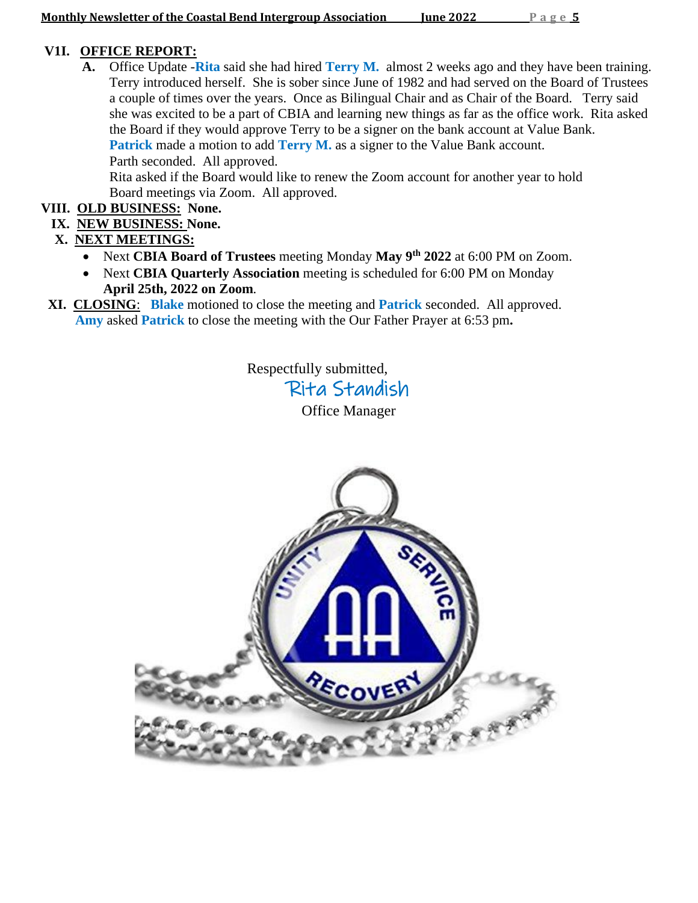**VII. OFFICE REPORT:**

**A.** Office Update -**Rita** said she had hired **Terry M.** almost 2 weeks ago and they have been training. Terry introduced herself. She is sober since June of 1982 and had served on the Board of Trustees a couple of times over the years. Once as Bilingual Chair and as Chair of the Board. Terry said she was excited to be a part of CBIA and learning new things as far as the office work. Rita asked the Board if they would approve Terry to be a signer on the bank account at Value Bank.

**Patrick** made a motion to add **Terry M.** as a signer to the Value Bank account.

Parth seconded. All approved.

Rita asked if the Board would like to renew the Zoom account for another year to hold Board meetings via Zoom. All approved.

**VIII. OLD BUSINESS: None.**

**IX. NEW BUSINESS: None.**

**X. NEXT MEETINGS:**

- Next **CBIA Board of Trustees** meeting Monday **May 9th 2022** at 6:00 PM on Zoom.
- Next **CBIA Quarterly Association** meeting is scheduled for 6:00 PM on Monday **April 25th, 2022 on Zoom**.

**XI. CLOSING**: **Blake** motioned to close the meeting and **Patrick** seconded. All approved. **Amy** asked **Patrick** to close the meeting with the Our Father Prayer at 6:53 pm**.**

Respectfully submitted,

Rita Standish

Office Manager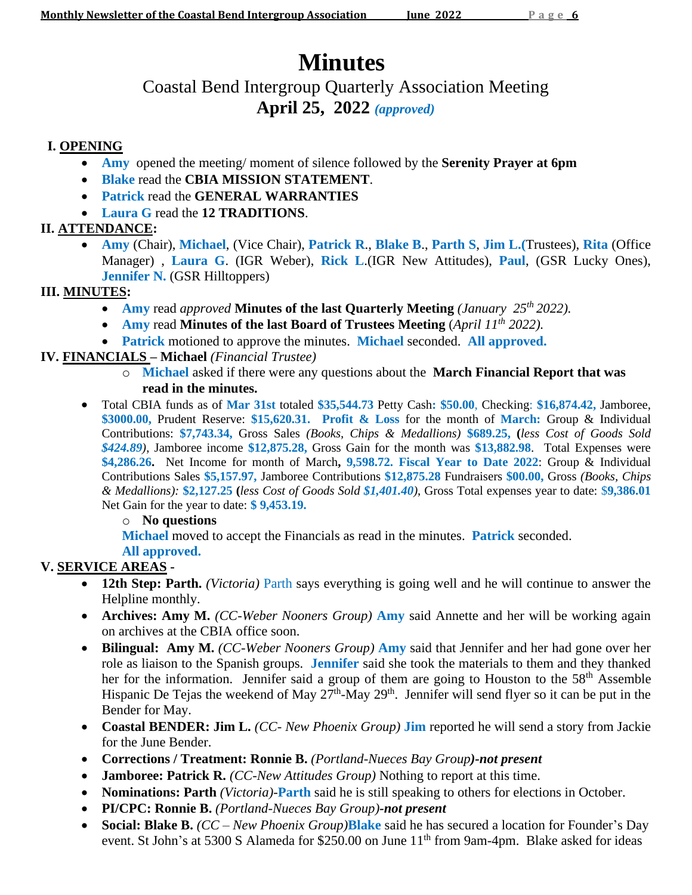# Minutes

## Coastal Bend Intergroup Quarterly Association Meeting

### April 25, 2022 *(approved)*

**I. OPENING**

- **Amy** opened the meeting/ moment of silence followed by the **Serenity Prayer at 6pm**
- **Blake** read the **CBIA MISSION STATEMENT**.
- **Patrick** read the **GENERAL WARRANTIES**
- **Laura G** read the **12 TRADITIONS**.

**II. ATTENDANCE:**

- **Amy** (Chair), **Michael**, (Vice Chair), **Patrick R.**, **Blake B.**, **Parth S**, **Jim L.**(Trustees), **Rita** (Office Manager) , **Laura G.** (IGR Weber), **Rick L.**(IGR New Attitudes), **Paul**, (GSR Lucky Ones), **Jennifer N.** (GSR Hilltoppers)

**III. MINUTES:**

- **Amy** read *approved* **Minutes of the last Quarterly Meeting** *(January 25th 2022).*
- **Amy** read **Minutes of the last Board of Trustees Meeting** (*April 11th 2022).*
- **Patrick** motioned to approve the minutes. **Michael** seconded. **All approved.**

**IV. FINANCIALS – Michael** *(Financial Trustee)*

- **Michael** asked if there were any questions about the **March Financial Report that was read in the minutes.**

- Total CBIA funds as of **Mar 31st** totaled **$35,544.73** Petty Cash**: $50.00**, Checking: **$16,874.42,** Jamboree, **$3000.00,** Prudent Reserve: **$15,620.31. Profit & Loss** for the month of **March:** Group & Individual Contributions: **$7,743.34,** Gross Sales *(Books, Chips & Medallions)* **$689.25,** **(***less Cost of Goods Sold $424.89)*, Jamboree income **$12,875.28,** Gross Gain for the month was **$13,882.98**. Total Expenses were **$4,286.26.** Net Income for month of March**, 9,598.72. Fiscal Year to Date 2022**: Group & Individual Contributions Sales **$5,157.97,** Jamboree Contributions **$12,875.28** Fundraisers **$00.00,** Gross *(Books, Chips & Medallions):* **$2,127.25** **(***less Cost of Goods Sold $1,401.40)*, Gross Total expenses year to date: **$9,386.01** Net Gain for the year to date: **$ 9,453.19.**
  - **No questions**

  **Michael** moved to accept the Financials as read in the minutes. **Patrick** seconded. **All approved.**

**V. SERVICE AREAS -**

- **12th Step: Parth.** *(Victoria)* Parth says everything is going well and he will continue to answer the Helpline monthly.
- **Archives: Amy M.** *(CC-Weber Nooners Group)* **Amy** said Annette and her will be working again on archives at the CBIA office soon.
- **Bilingual: Amy M.** *(CC-Weber Nooners Group)* **Amy** said that Jennifer and her had gone over her role as liaison to the Spanish groups. **Jennifer** said she took the materials to them and they thanked her for the information. Jennifer said a group of them are going to Houston to the 58th Assemble Hispanic De Tejas the weekend of May 27th-May 29th. Jennifer will send flyer so it can be put in the Bender for May.
- **Coastal BENDER: Jim L.** *(CC- New Phoenix Group)* **Jim** reported he will send a story from Jackie for the June Bender.
- **Corrections / Treatment: Ronnie B.** *(Portland-Nueces Bay Group)**-not present***
- **Jamboree: Patrick R.** *(CC-New Attitudes Group)* Nothing to report at this time.
- **Nominations: Parth** *(Victoria)*-**Parth** said he is still speaking to others for elections in October.
- **PI/CPC: Ronnie B.** *(Portland-Nueces Bay Group)**-not present***
- **Social: Blake B.** *(CC – New Phoenix Group)***Blake** said he has secured a location for Founder's Day event. St John's at 5300 S Alameda for $250.00 on June 11th from 9am-4pm. Blake asked for ideas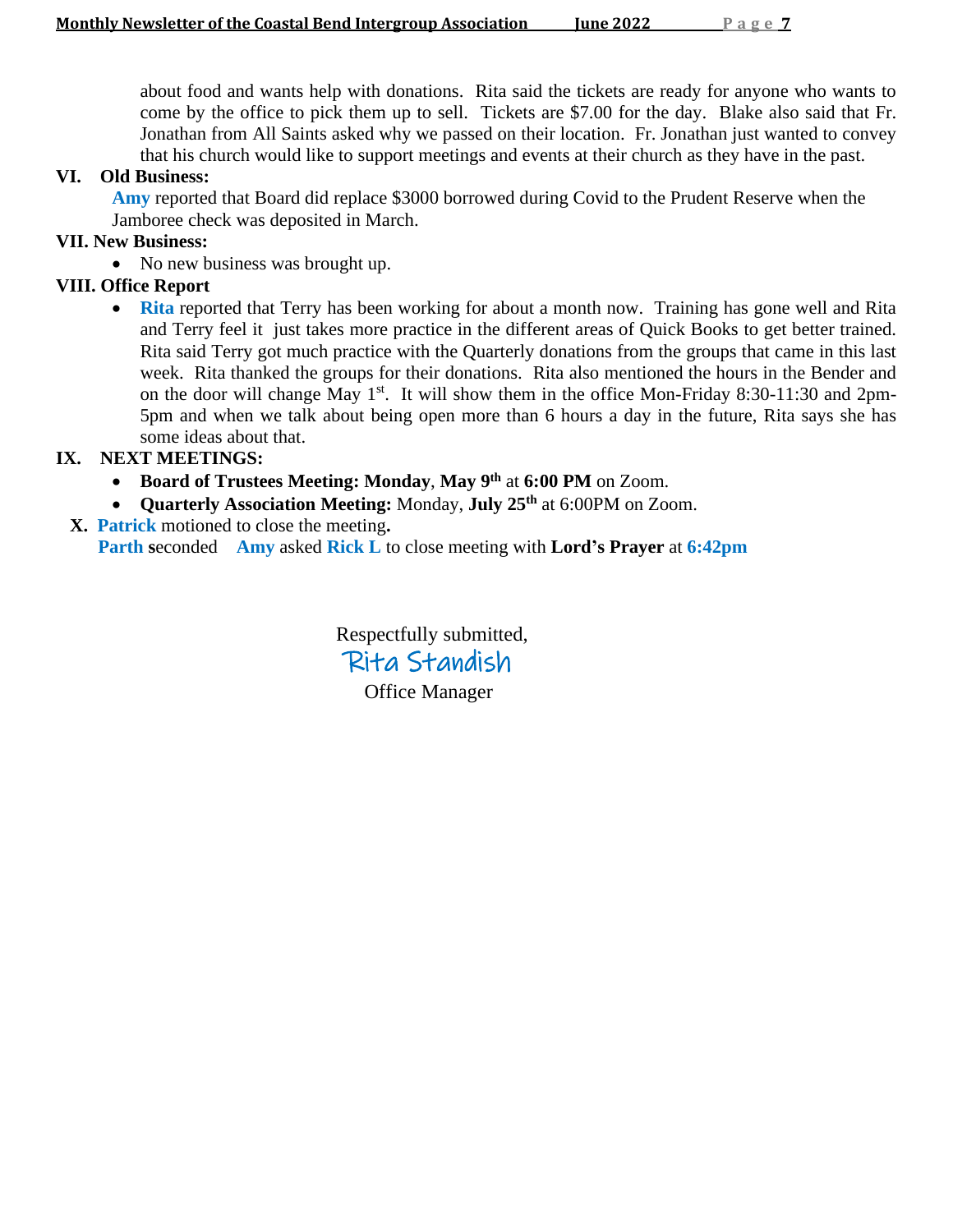about food and wants help with donations. Rita said the tickets are ready for anyone who wants to come by the office to pick them up to sell. Tickets are $7.00 for the day. Blake also said that Fr. Jonathan from All Saints asked why we passed on their location. Fr. Jonathan just wanted to convey that his church would like to support meetings and events at their church as they have in the past.

**VI. Old Business:**

**Amy** reported that Board did replace $3000 borrowed during Covid to the Prudent Reserve when the Jamboree check was deposited in March.

**VII. New Business:**

- No new business was brought up.

**VIII. Office Report**

- **Rita** reported that Terry has been working for about a month now. Training has gone well and Rita and Terry feel it just takes more practice in the different areas of Quick Books to get better trained. Rita said Terry got much practice with the Quarterly donations from the groups that came in this last week. Rita thanked the groups for their donations. Rita also mentioned the hours in the Bender and on the door will change May 1st. It will show them in the office Mon-Friday 8:30-11:30 and 2pm-5pm and when we talk about being open more than 6 hours a day in the future, Rita says she has some ideas about that.

**IX. NEXT MEETINGS:**

- **Board of Trustees Meeting: Monday**, **May 9th** at **6:00 PM** on Zoom.
- **Quarterly Association Meeting:** Monday, **July 25th** at 6:00PM on Zoom.

**X. Patrick** motioned to close the meeting**.**
**Parth s**econded **Amy** asked **Rick L** to close meeting with **Lord's Prayer** at **6:42pm**

Respectfully submitted,
Rita Standish
Office Manager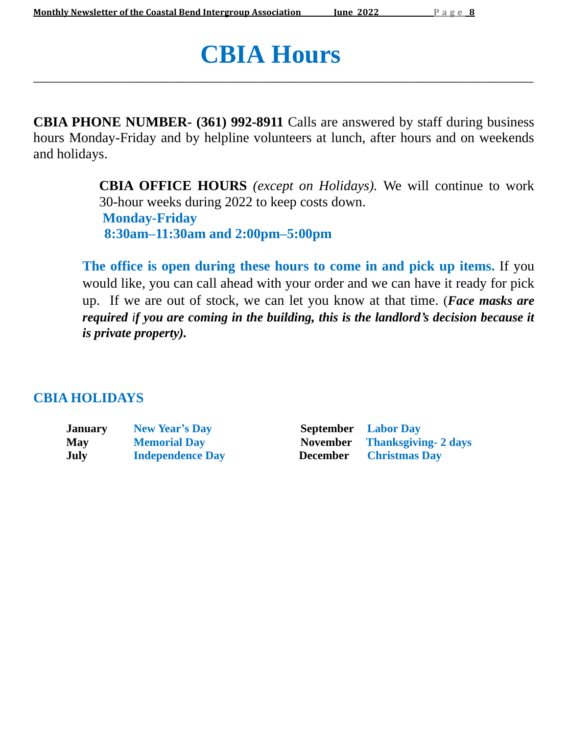# CBIA Hours

**CBIA PHONE NUMBER- (361) 992-8911** Calls are answered by staff during business hours Monday-Friday and by helpline volunteers at lunch, after hours and on weekends and holidays.

**CBIA OFFICE HOURS** *(except on Holidays).* We will continue to work 30-hour weeks during 2022 to keep costs down.
**Monday-Friday**
**8:30am–11:30am and 2:00pm–5:00pm**

**The office is open during these hours to come in and pick up items.** If you would like, you can call ahead with your order and we can have it ready for pick up. If we are out of stock, we can let you know at that time. (***Face masks are required if you are coming in the building, this is the landlord's decision because it is private property).***

## CBIA HOLIDAYS

| | | | |
|---|---|---|---|
| **January** | **New Year's Day** | **September** | **Labor Day** |
| **May** | **Memorial Day** | **November** | **Thanksgiving- 2 days** |
| **July** | **Independence Day** | **December** | **Christmas Day** |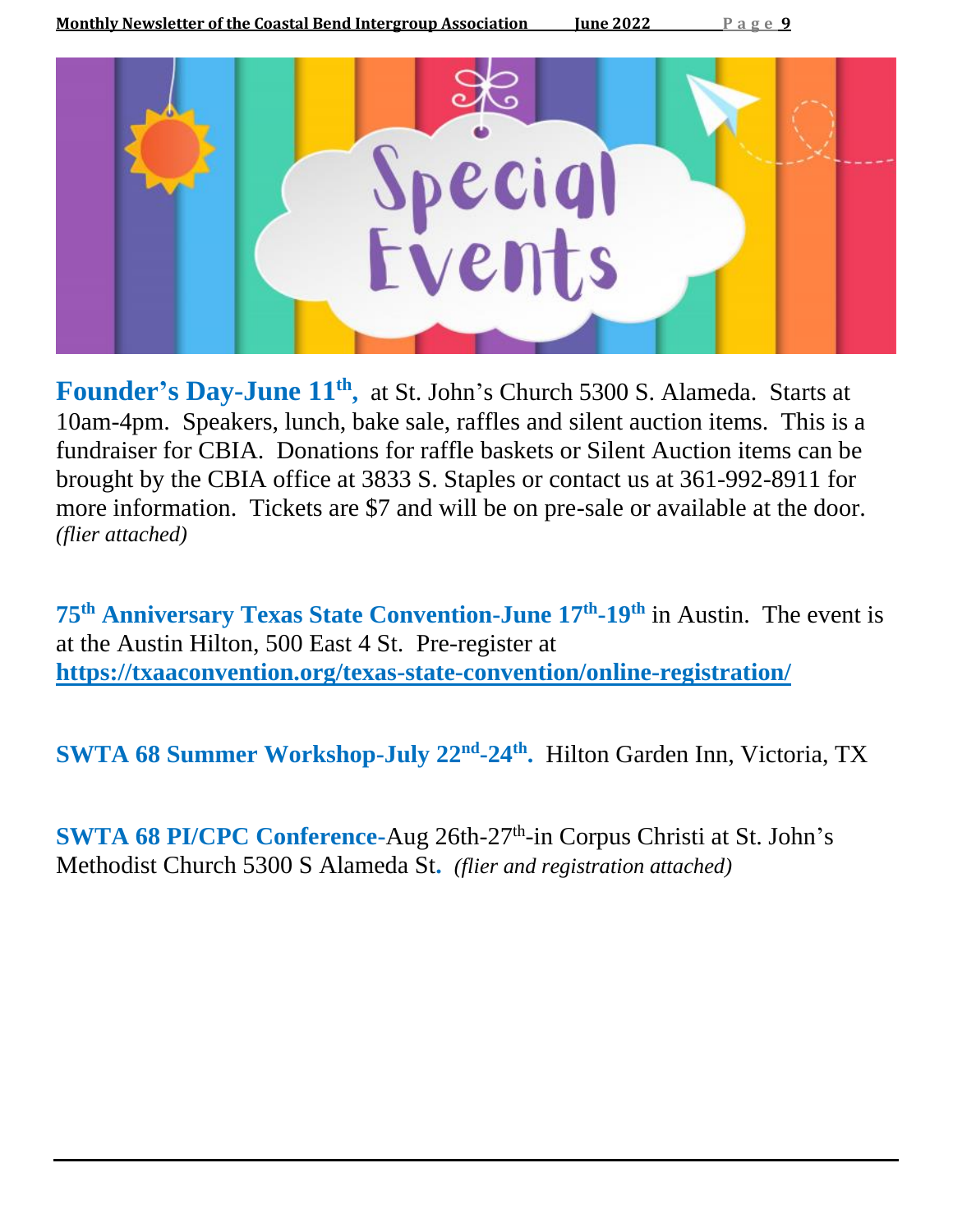# Special Events

**Founder's Day-June 11th,** at St. John's Church 5300 S. Alameda. Starts at 10am-4pm. Speakers, lunch, bake sale, raffles and silent auction items. This is a fundraiser for CBIA. Donations for raffle baskets or Silent Auction items can be brought by the CBIA office at 3833 S. Staples or contact us at 361-992-8911 for more information. Tickets are $7 and will be on pre-sale or available at the door. *(flier attached)*

**75th Anniversary Texas State Convention-June 17th-19th** in Austin. The event is at the Austin Hilton, 500 East 4 St. Pre-register at **https://txaaconvention.org/texas-state-convention/online-registration/**

**SWTA 68 Summer Workshop-July 22nd-24th.** Hilton Garden Inn, Victoria, TX

**SWTA 68 PI/CPC Conference-**Aug 26th-27th-in Corpus Christi at St. John's Methodist Church 5300 S Alameda St. *(flier and registration attached)*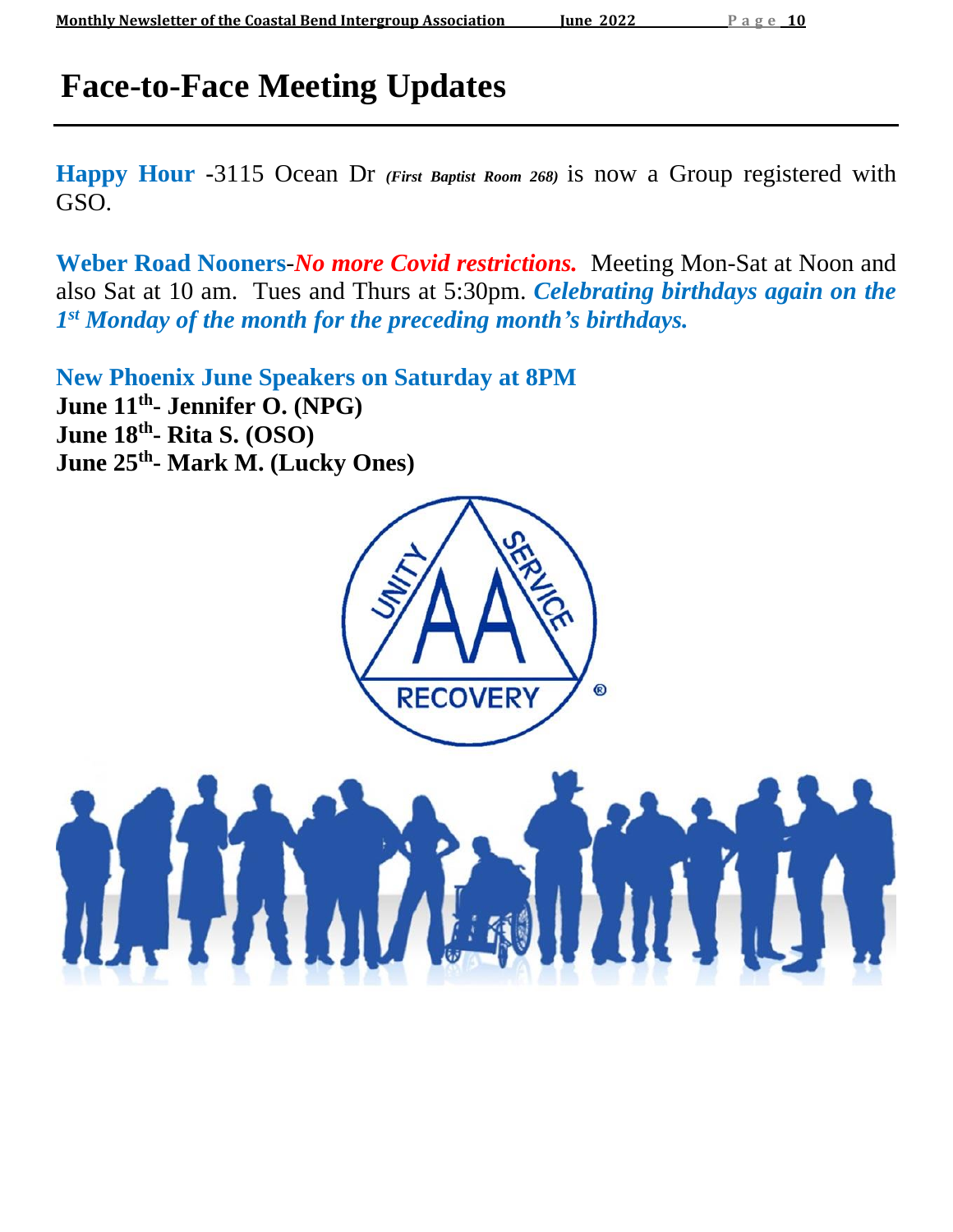# Face-to-Face Meeting Updates

**Happy Hour** -3115 Ocean Dr ***(First Baptist Room 268)*** is now a Group registered with GSO.

**Weber Road Nooners**-***No more Covid restrictions.*** Meeting Mon-Sat at Noon and also Sat at 10 am. Tues and Thurs at 5:30pm. ***Celebrating birthdays again on the 1st Monday of the month for the preceding month's birthdays.***

**New Phoenix June Speakers on Saturday at 8PM**

**June 11th- Jennifer O. (NPG)**
**June 18th- Rita S. (OSO)**
**June 25th- Mark M. (Lucky Ones)**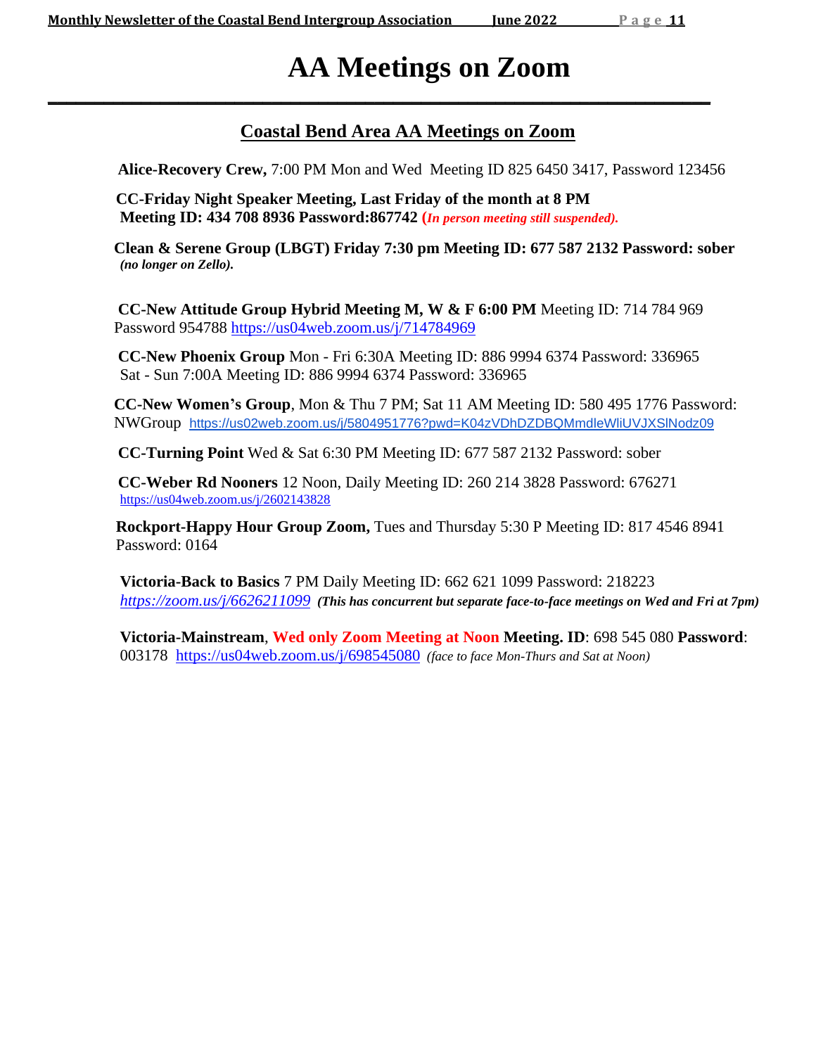# AA Meetings on Zoom

## Coastal Bend Area AA Meetings on Zoom

**Alice-Recovery Crew,** 7:00 PM Mon and Wed Meeting ID 825 6450 3417, Password 123456

**CC-Friday Night Speaker Meeting, Last Friday of the month at 8 PM**
**Meeting ID: 434 708 8936 Password:867742** (*In person meeting still suspended).*

**Clean & Serene Group (LBGT) Friday 7:30 pm Meeting ID: 677 587 2132 Password: sober**
***(no longer on Zello).***

**CC-New Attitude Group Hybrid Meeting M, W & F 6:00 PM** Meeting ID: 714 784 969 Password 954788 https://us04web.zoom.us/j/714784969

**CC-New Phoenix Group** Mon - Fri 6:30A Meeting ID: 886 9994 6374 Password: 336965
Sat - Sun 7:00A Meeting ID: 886 9994 6374 Password: 336965

**CC-New Women's Group**, Mon & Thu 7 PM; Sat 11 AM Meeting ID: 580 495 1776 Password: NWGroup https://us02web.zoom.us/j/5804951776?pwd=K04zVDhDZDBQMmdleWliUVJXSlNodz09

**CC-Turning Point** Wed & Sat 6:30 PM Meeting ID: 677 587 2132 Password: sober

**CC-Weber Rd Nooners** 12 Noon, Daily Meeting ID: 260 214 3828 Password: 676271
https://us04web.zoom.us/j/2602143828

**Rockport-Happy Hour Group Zoom,** Tues and Thursday 5:30 P Meeting ID: 817 4546 8941 Password: 0164

**Victoria-Back to Basics** 7 PM Daily Meeting ID: 662 621 1099 Password: 218223
*https://zoom.us/j/6626211099* ***(This has concurrent but separate face-to-face meetings on Wed and Fri at 7pm)***

**Victoria-Mainstream**, **Wed only Zoom Meeting at Noon** **Meeting. ID**: 698 545 080 **Password**: 003178 https://us04web.zoom.us/j/698545080 *(face to face Mon-Thurs and Sat at Noon)*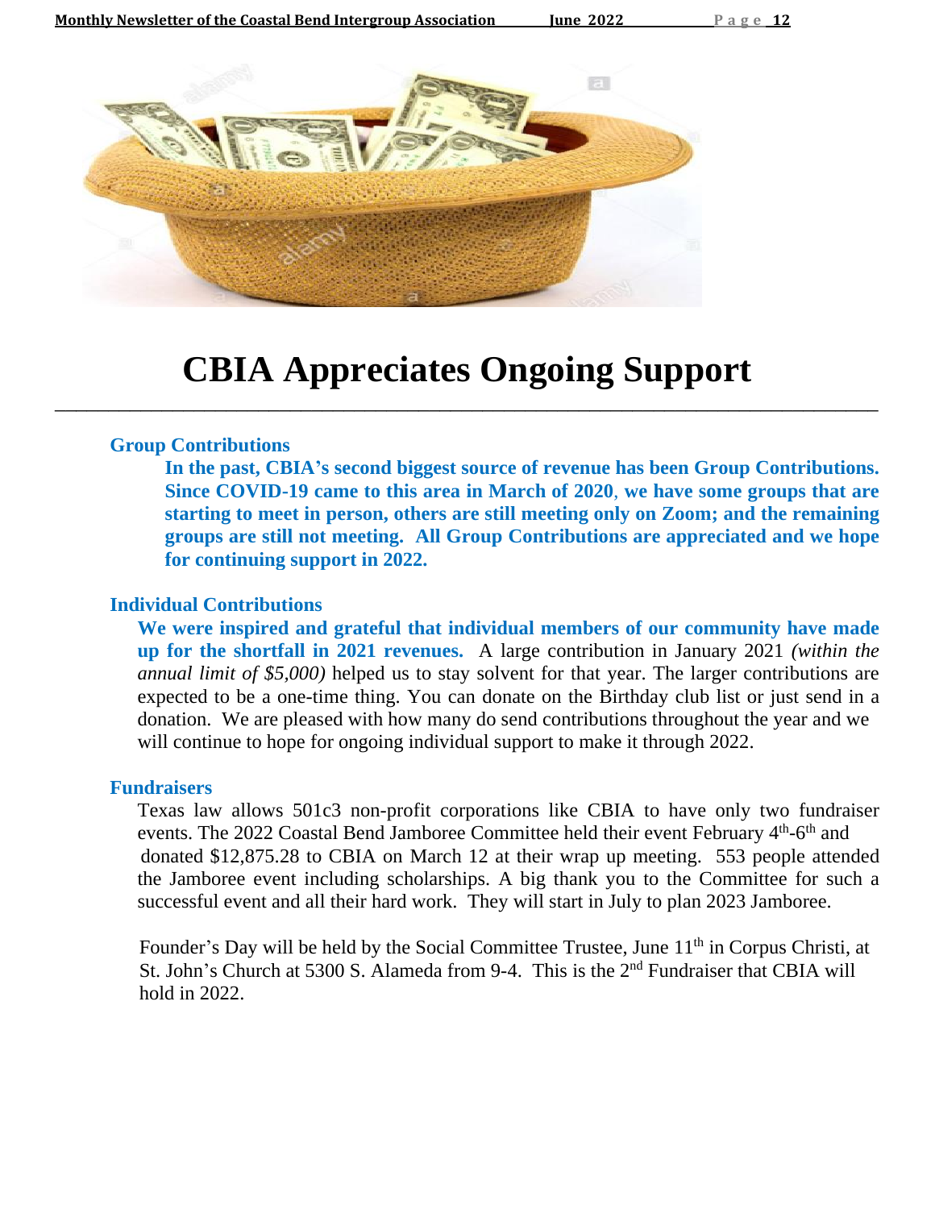# CBIA Appreciates Ongoing Support

### Group Contributions

**In the past, CBIA's second biggest source of revenue has been Group Contributions. Since COVID-19 came to this area in March of 2020, we have some groups that are starting to meet in person, others are still meeting only on Zoom; and the remaining groups are still not meeting. All Group Contributions are appreciated and we hope for continuing support in 2022.**

### Individual Contributions

**We were inspired and grateful that individual members of our community have made up for the shortfall in 2021 revenues.** A large contribution in January 2021 *(within the annual limit of $5,000)* helped us to stay solvent for that year. The larger contributions are expected to be a one-time thing. You can donate on the Birthday club list or just send in a donation. We are pleased with how many do send contributions throughout the year and we will continue to hope for ongoing individual support to make it through 2022.

### Fundraisers

Texas law allows 501c3 non-profit corporations like CBIA to have only two fundraiser events. The 2022 Coastal Bend Jamboree Committee held their event February 4th-6th and donated $12,875.28 to CBIA on March 12 at their wrap up meeting. 553 people attended the Jamboree event including scholarships. A big thank you to the Committee for such a successful event and all their hard work. They will start in July to plan 2023 Jamboree.

Founder's Day will be held by the Social Committee Trustee, June 11th in Corpus Christi, at St. John's Church at 5300 S. Alameda from 9-4. This is the 2nd Fundraiser that CBIA will hold in 2022.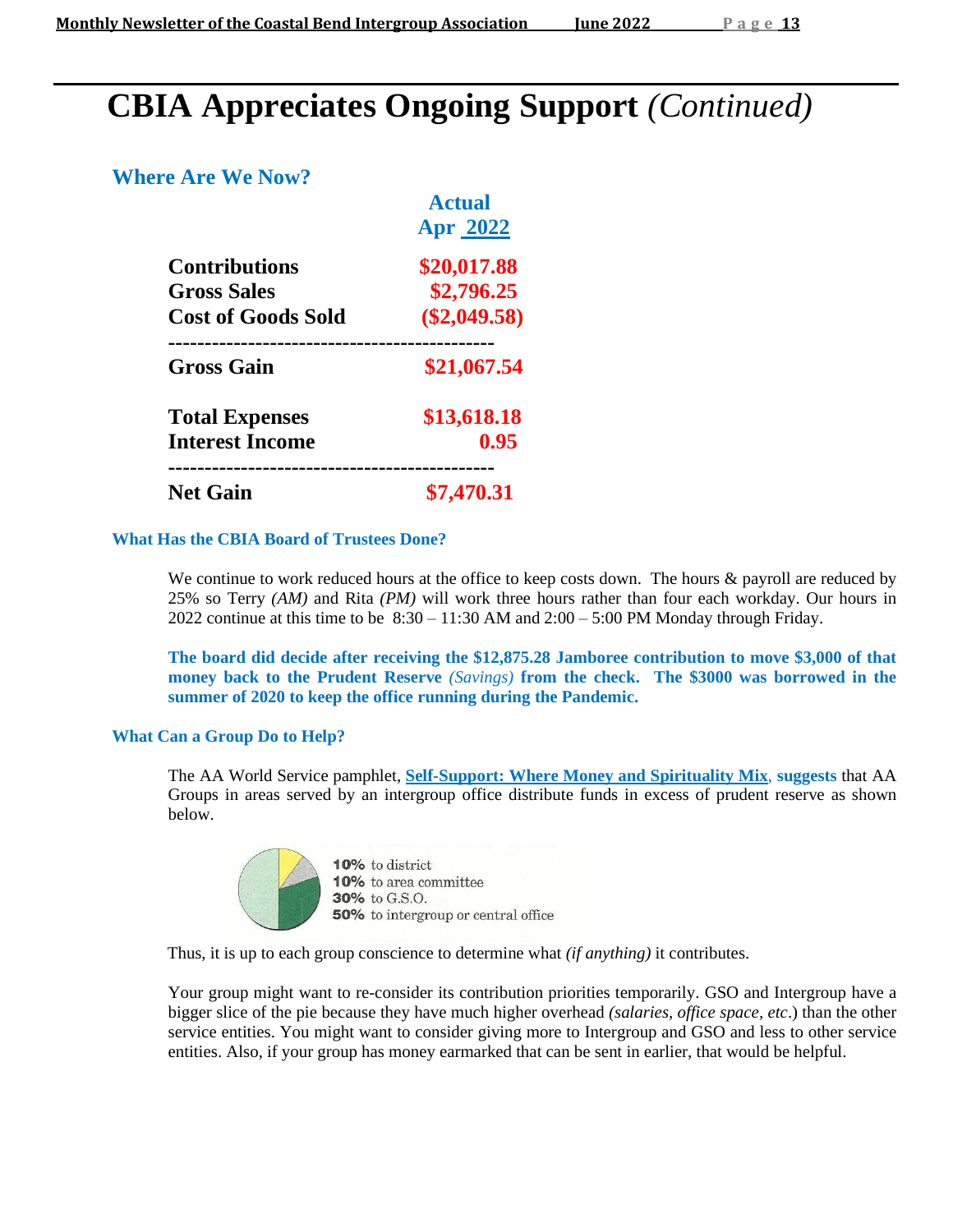# CBIA Appreciates Ongoing Support *(Continued)*

## Where Are We Now?

| | Actual Apr 2022 |
|---|---|
| **Contributions** | **$20,017.88** |
| **Gross Sales** | **$2,796.25** |
| **Cost of Goods Sold** | **($2,049.58)** |
| **Gross Gain** | **$21,067.54** |
| **Total Expenses** | **$13,618.18** |
| **Interest Income** | **0.95** |
| **Net Gain** | **$7,470.31** |

### What Has the CBIA Board of Trustees Done?

We continue to work reduced hours at the office to keep costs down. The hours & payroll are reduced by 25% so Terry *(AM)* and Rita *(PM)* will work three hours rather than four each workday. Our hours in 2022 continue at this time to be 8:30 – 11:30 AM and 2:00 – 5:00 PM Monday through Friday.

**The board did decide after receiving the $12,875.28 Jamboree contribution to move $3,000 of that money back to the Prudent Reserve *(Savings)* from the check. The $3000 was borrowed in the summer of 2020 to keep the office running during the Pandemic.**

### What Can a Group Do to Help?

The AA World Service pamphlet, **Self-Support: Where Money and Spirituality Mix**, **suggests** that AA Groups in areas served by an intergroup office distribute funds in excess of prudent reserve as shown below.

- **10%** to district
- **10%** to area committee
- **30%** to G.S.O.
- **50%** to intergroup or central office

Thus, it is up to each group conscience to determine what *(if anything)* it contributes.

Your group might want to re-consider its contribution priorities temporarily. GSO and Intergroup have a bigger slice of the pie because they have much higher overhead *(salaries, office space, etc*.) than the other service entities. You might want to consider giving more to Intergroup and GSO and less to other service entities. Also, if your group has money earmarked that can be sent in earlier, that would be helpful.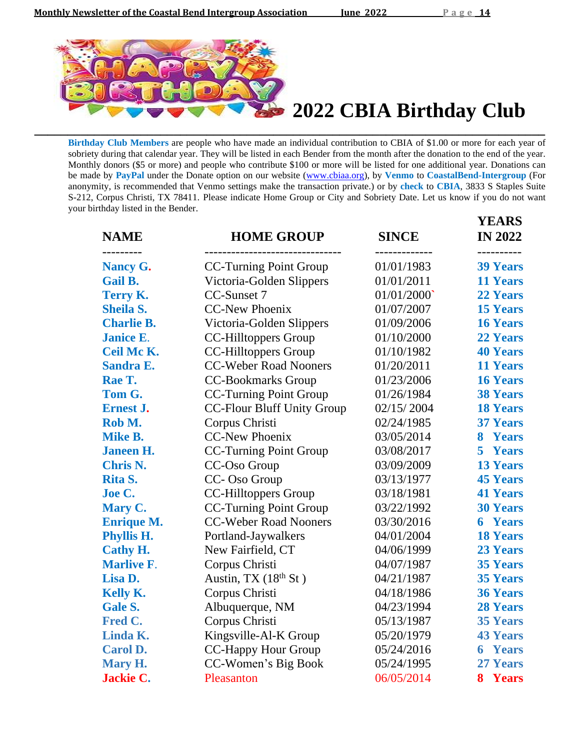# 2022 CBIA Birthday Club

**Birthday Club Members** are people who have made an individual contribution to CBIA of $1.00 or more for each year of sobriety during that calendar year. They will be listed in each Bender from the month after the donation to the end of the year. Monthly donors ($5 or more) and people who contribute $100 or more will be listed for one additional year. Donations can be made by **PayPal** under the Donate option on our website (www.cbiaa.org), by **Venmo** to **CoastalBend-Intergroup** (For anonymity, is recommended that Venmo settings make the transaction private.) or by **check** to **CBIA**, 3833 S Staples Suite S-212, Corpus Christi, TX 78411. Please indicate Home Group or City and Sobriety Date. Let us know if you do not want your birthday listed in the Bender.

| NAME | HOME GROUP | SINCE | YEARS IN 2022 |
|---|---|---|---|
| **Nancy G.** | CC-Turning Point Group | 01/01/1983 | **39 Years** |
| **Gail B.** | Victoria-Golden Slippers | 01/01/2011 | **11 Years** |
| **Terry K.** | CC-Sunset 7 | 01/01/2000` | **22 Years** |
| **Sheila S.** | CC-New Phoenix | 01/07/2007 | **15 Years** |
| **Charlie B.** | Victoria-Golden Slippers | 01/09/2006 | **16 Years** |
| **Janice E.** | CC-Hilltoppers Group | 01/10/2000 | **22 Years** |
| **Ceil Mc K.** | CC-Hilltoppers Group | 01/10/1982 | **40 Years** |
| **Sandra E.** | CC-Weber Road Nooners | 01/20/2011 | **11 Years** |
| **Rae T.** | CC-Bookmarks Group | 01/23/2006 | **16 Years** |
| **Tom G.** | CC-Turning Point Group | 01/26/1984 | **38 Years** |
| **Ernest J.** | CC-Flour Bluff Unity Group | 02/15/ 2004 | **18 Years** |
| **Rob M.** | Corpus Christi | 02/24/1985 | **37 Years** |
| **Mike B.** | CC-New Phoenix | 03/05/2014 | **8 Years** |
| **Janeen H.** | CC-Turning Point Group | 03/08/2017 | **5 Years** |
| **Chris N.** | CC-Oso Group | 03/09/2009 | **13 Years** |
| **Rita S.** | CC- Oso Group | 03/13/1977 | **45 Years** |
| **Joe C.** | CC-Hilltoppers Group | 03/18/1981 | **41 Years** |
| **Mary C.** | CC-Turning Point Group | 03/22/1992 | **30 Years** |
| **Enrique M.** | CC-Weber Road Nooners | 03/30/2016 | **6 Years** |
| **Phyllis H.** | Portland-Jaywalkers | 04/01/2004 | **18 Years** |
| **Cathy H.** | New Fairfield, CT | 04/06/1999 | **23 Years** |
| **Marlive F.** | Corpus Christi | 04/07/1987 | **35 Years** |
| **Lisa D.** | Austin, TX (18th St ) | 04/21/1987 | **35 Years** |
| **Kelly K.** | Corpus Christi | 04/18/1986 | **36 Years** |
| **Gale S.** | Albuquerque, NM | 04/23/1994 | **28 Years** |
| **Fred C.** | Corpus Christi | 05/13/1987 | **35 Years** |
| **Linda K.** | Kingsville-Al-K Group | 05/20/1979 | **43 Years** |
| **Carol D.** | CC-Happy Hour Group | 05/24/2016 | **6 Years** |
| **Mary H.** | CC-Women's Big Book | 05/24/1995 | **27 Years** |
| **Jackie C.** | Pleasanton | 06/05/2014 | **8 Years** |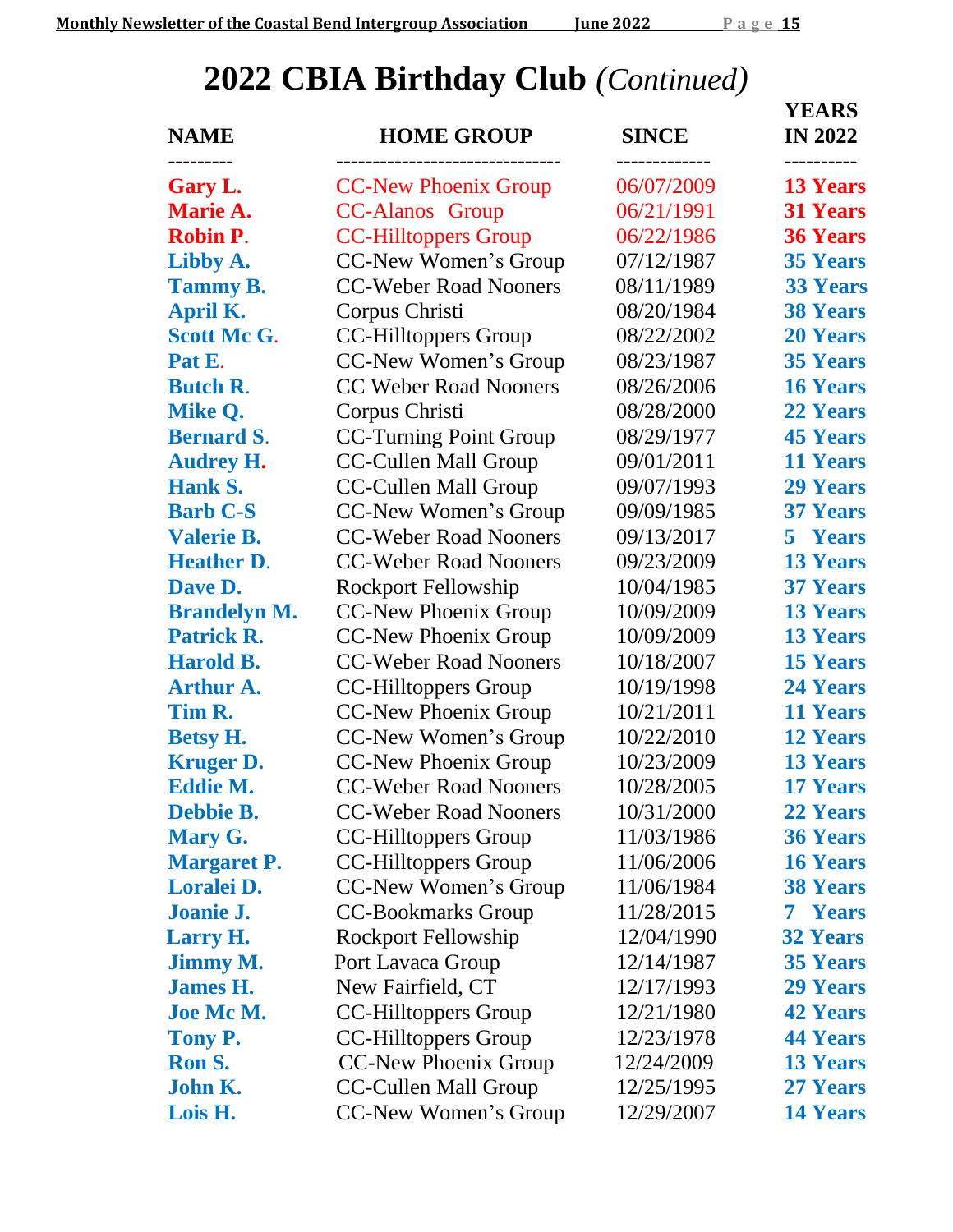# 2022 CBIA Birthday Club *(Continued)*

| NAME | HOME GROUP | SINCE | YEARS IN 2022 |
|---|---|---|---|
| **Gary L.** | CC-New Phoenix Group | 06/07/2009 | **13 Years** |
| **Marie A.** | CC-Alanos Group | 06/21/1991 | **31 Years** |
| **Robin P.** | CC-Hilltoppers Group | 06/22/1986 | **36 Years** |
| **Libby A.** | CC-New Women's Group | 07/12/1987 | **35 Years** |
| **Tammy B.** | CC-Weber Road Nooners | 08/11/1989 | **33 Years** |
| **April K.** | Corpus Christi | 08/20/1984 | **38 Years** |
| **Scott Mc G.** | CC-Hilltoppers Group | 08/22/2002 | **20 Years** |
| **Pat E.** | CC-New Women's Group | 08/23/1987 | **35 Years** |
| **Butch R.** | CC Weber Road Nooners | 08/26/2006 | **16 Years** |
| **Mike Q.** | Corpus Christi | 08/28/2000 | **22 Years** |
| **Bernard S.** | CC-Turning Point Group | 08/29/1977 | **45 Years** |
| **Audrey H.** | CC-Cullen Mall Group | 09/01/2011 | **11 Years** |
| **Hank S.** | CC-Cullen Mall Group | 09/07/1993 | **29 Years** |
| **Barb C-S** | CC-New Women's Group | 09/09/1985 | **37 Years** |
| **Valerie B.** | CC-Weber Road Nooners | 09/13/2017 | **5 Years** |
| **Heather D.** | CC-Weber Road Nooners | 09/23/2009 | **13 Years** |
| **Dave D.** | Rockport Fellowship | 10/04/1985 | **37 Years** |
| **Brandelyn M.** | CC-New Phoenix Group | 10/09/2009 | **13 Years** |
| **Patrick R.** | CC-New Phoenix Group | 10/09/2009 | **13 Years** |
| **Harold B.** | CC-Weber Road Nooners | 10/18/2007 | **15 Years** |
| **Arthur A.** | CC-Hilltoppers Group | 10/19/1998 | **24 Years** |
| **Tim R.** | CC-New Phoenix Group | 10/21/2011 | **11 Years** |
| **Betsy H.** | CC-New Women's Group | 10/22/2010 | **12 Years** |
| **Kruger D.** | CC-New Phoenix Group | 10/23/2009 | **13 Years** |
| **Eddie M.** | CC-Weber Road Nooners | 10/28/2005 | **17 Years** |
| **Debbie B.** | CC-Weber Road Nooners | 10/31/2000 | **22 Years** |
| **Mary G.** | CC-Hilltoppers Group | 11/03/1986 | **36 Years** |
| **Margaret P.** | CC-Hilltoppers Group | 11/06/2006 | **16 Years** |
| **Loralei D.** | CC-New Women's Group | 11/06/1984 | **38 Years** |
| **Joanie J.** | CC-Bookmarks Group | 11/28/2015 | **7 Years** |
| **Larry H.** | Rockport Fellowship | 12/04/1990 | **32 Years** |
| **Jimmy M.** | Port Lavaca Group | 12/14/1987 | **35 Years** |
| **James H.** | New Fairfield, CT | 12/17/1993 | **29 Years** |
| **Joe Mc M.** | CC-Hilltoppers Group | 12/21/1980 | **42 Years** |
| **Tony P.** | CC-Hilltoppers Group | 12/23/1978 | **44 Years** |
| **Ron S.** | CC-New Phoenix Group | 12/24/2009 | **13 Years** |
| **John K.** | CC-Cullen Mall Group | 12/25/1995 | **27 Years** |
| **Lois H.** | CC-New Women's Group | 12/29/2007 | **14 Years** |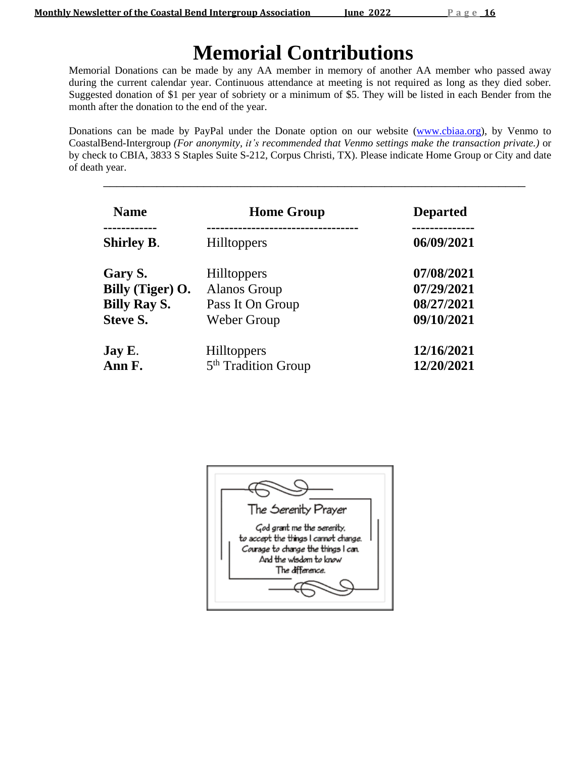# Memorial Contributions

Memorial Donations can be made by any AA member in memory of another AA member who passed away during the current calendar year. Continuous attendance at meeting is not required as long as they died sober. Suggested donation of $1 per year of sobriety or a minimum of $5. They will be listed in each Bender from the month after the donation to the end of the year.

Donations can be made by PayPal under the Donate option on our website (www.cbiaa.org), by Venmo to CoastalBend-Intergroup *(For anonymity, it's recommended that Venmo settings make the transaction private.)* or by check to CBIA, 3833 S Staples Suite S-212, Corpus Christi, TX). Please indicate Home Group or City and date of death year.

---

| Name | Home Group | Departed |
|---|---|---|
| **Shirley B.** | Hilltoppers | **06/09/2021** |
| **Gary S.** | Hilltoppers | **07/08/2021** |
| **Billy (Tiger) O.** | Alanos Group | **07/29/2021** |
| **Billy Ray S.** | Pass It On Group | **08/27/2021** |
| **Steve S.** | Weber Group | **09/10/2021** |
| **Jay E.** | Hilltoppers | **12/16/2021** |
| **Ann F.** | 5th Tradition Group | **12/20/2021** |

The Serenity Prayer

God grant me the serenity,
to accept the things I cannot change.
Courage to change the things I can.
And the wisdom to know
The difference.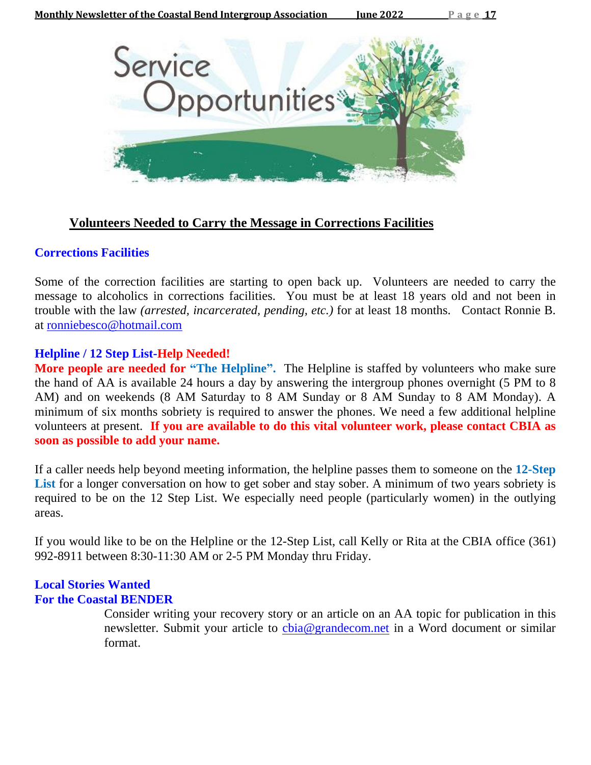# Service Opportunities

## Volunteers Needed to Carry the Message in Corrections Facilities

### Corrections Facilities

Some of the correction facilities are starting to open back up. Volunteers are needed to carry the message to alcoholics in corrections facilities. You must be at least 18 years old and not been in trouble with the law *(arrested, incarcerated, pending, etc.)* for at least 18 months. Contact Ronnie B. at ronniebesco@hotmail.com

### Helpline / 12 Step List-Help Needed!

**More people are needed for "The Helpline".** The Helpline is staffed by volunteers who make sure the hand of AA is available 24 hours a day by answering the intergroup phones overnight (5 PM to 8 AM) and on weekends (8 AM Saturday to 8 AM Sunday or 8 AM Sunday to 8 AM Monday). A minimum of six months sobriety is required to answer the phones. We need a few additional helpline volunteers at present. **If you are available to do this vital volunteer work, please contact CBIA as soon as possible to add your name.**

If a caller needs help beyond meeting information, the helpline passes them to someone on the **12-Step List** for a longer conversation on how to get sober and stay sober. A minimum of two years sobriety is required to be on the 12 Step List. We especially need people (particularly women) in the outlying areas.

If you would like to be on the Helpline or the 12-Step List, call Kelly or Rita at the CBIA office (361) 992-8911 between 8:30-11:30 AM or 2-5 PM Monday thru Friday.

### Local Stories Wanted
### For the Coastal BENDER

Consider writing your recovery story or an article on an AA topic for publication in this newsletter. Submit your article to cbia@grandecom.net in a Word document or similar format.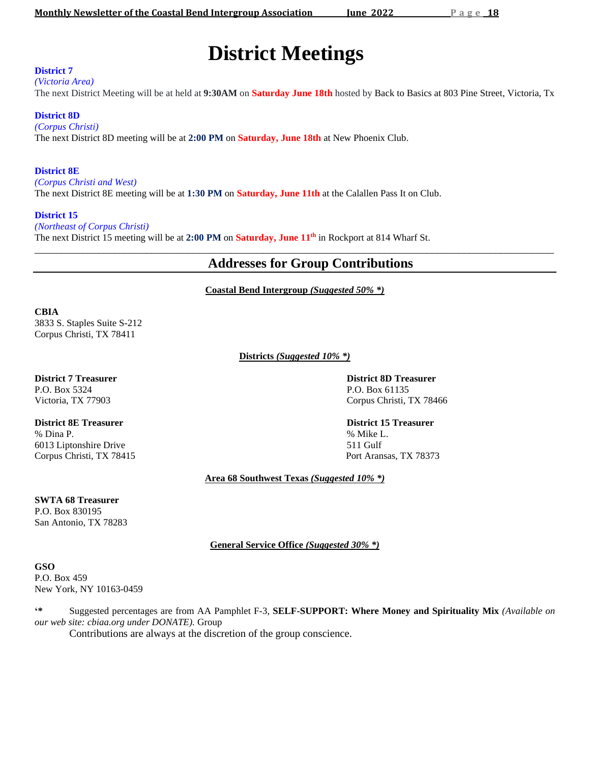# District Meetings

**District 7**

*(Victoria Area)*

The next District Meeting will be at held at **9:30AM** on **Saturday June 18th** hosted by Back to Basics at 803 Pine Street, Victoria, Tx

**District 8D**

*(Corpus Christi)*

The next District 8D meeting will be at **2:00 PM** on **Saturday, June 18th** at New Phoenix Club.

**District 8E**

*(Corpus Christi and West)*

The next District 8E meeting will be at **1:30 PM** on **Saturday, June 11th** at the Calallen Pass It on Club.

**District 15**

*(Northeast of Corpus Christi)*

The next District 15 meeting will be at **2:00 PM** on **Saturday, June 11th** in Rockport at 814 Wharf St.

---

## Addresses for Group Contributions

**Coastal Bend Intergroup *(Suggested 50% *)***

**CBIA**
3833 S. Staples Suite S-212
Corpus Christi, TX 78411

**Districts *(Suggested 10% *)***

**District 7 Treasurer**
P.O. Box 5324
Victoria, TX 77903

**District 8D Treasurer**
P.O. Box 61135
Corpus Christi, TX 78466

**District 8E Treasurer**
% Dina P.
6013 Liptonshire Drive
Corpus Christi, TX 78415

**District 15 Treasurer**
% Mike L.
511 Gulf
Port Aransas, TX 78373

**Area 68 Southwest Texas *(Suggested 10% *)***

**SWTA 68 Treasurer**
P.O. Box 830195
San Antonio, TX 78283

**General Service Office *(Suggested 30% *)***

**GSO**
P.O. Box 459
New York, NY 10163-0459

'* Suggested percentages are from AA Pamphlet F-3, **SELF-SUPPORT: Where Money and Spirituality Mix** *(Available on our web site: cbiaa.org under DONATE).* Group Contributions are always at the discretion of the group conscience.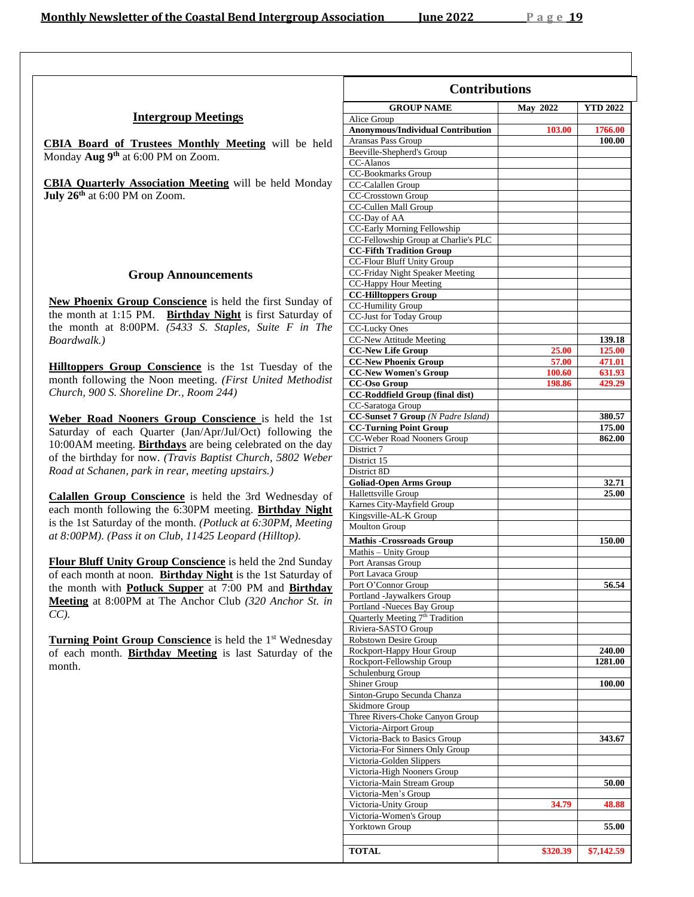## Intergroup Meetings

**CBIA Board of Trustees Monthly Meeting** will be held Monday **Aug 9th** at 6:00 PM on Zoom.

**CBIA Quarterly Association Meeting** will be held Monday **July 26th** at 6:00 PM on Zoom.

## Group Announcements

**New Phoenix Group Conscience** is held the first Sunday of the month at 1:15 PM. **Birthday Night** is first Saturday of the month at 8:00PM. *(5433 S. Staples, Suite F in The Boardwalk.)*

**Hilltoppers Group Conscience** is the 1st Tuesday of the month following the Noon meeting. *(First United Methodist Church, 900 S. Shoreline Dr., Room 244)*

**Weber Road Nooners Group Conscience** is held the 1st Saturday of each Quarter (Jan/Apr/Jul/Oct) following the 10:00AM meeting. **Birthdays** are being celebrated on the day of the birthday for now. *(Travis Baptist Church, 5802 Weber Road at Schanen, park in rear, meeting upstairs.)*

**Calallen Group Conscience** is held the 3rd Wednesday of each month following the 6:30PM meeting. **Birthday Night** is the 1st Saturday of the month. *(Potluck at 6:30PM, Meeting at 8:00PM). (Pass it on Club, 11425 Leopard (Hilltop).*

**Flour Bluff Unity Group Conscience** is held the 2nd Sunday of each month at noon. **Birthday Night** is the 1st Saturday of the month with **Potluck Supper** at 7:00 PM and **Birthday Meeting** at 8:00PM at The Anchor Club *(320 Anchor St. in CC).*

**Turning Point Group Conscience** is held the 1st Wednesday of each month. **Birthday Meeting** is last Saturday of the month.

## Contributions

| GROUP NAME | May 2022 | YTD 2022 |
|---|---|---|
| Alice Group | | |
| **Anonymous/Individual Contribution** | 103.00 | 1766.00 |
| Aransas Pass Group | | 100.00 |
| Beeville-Shepherd's Group | | |
| CC-Alanos | | |
| CC-Bookmarks Group | | |
| CC-Calallen Group | | |
| CC-Crosstown Group | | |
| CC-Cullen Mall Group | | |
| CC-Day of AA | | |
| CC-Early Morning Fellowship | | |
| CC-Fellowship Group at Charlie's PLC | | |
| **CC-Fifth Tradition Group** | | |
| CC-Flour Bluff Unity Group | | |
| CC-Friday Night Speaker Meeting | | |
| CC-Happy Hour Meeting | | |
| **CC-Hilltoppers Group** | | |
| CC-Humility Group | | |
| CC-Just for Today Group | | |
| CC-Lucky Ones | | |
| CC-New Attitude Meeting | | 139.18 |
| **CC-New Life Group** | 25.00 | 125.00 |
| **CC-New Phoenix Group** | 57.00 | 471.01 |
| **CC-New Women's Group** | 100.60 | 631.93 |
| **CC-Oso Group** | 198.86 | 429.29 |
| **CC-Roddfield Group (final dist)** | | |
| CC-Saratoga Group | | |
| **CC-Sunset 7 Group** *(N Padre Island)* | | 380.57 |
| **CC-Turning Point Group** | | 175.00 |
| CC-Weber Road Nooners Group | | 862.00 |
| District 7 | | |
| District 15 | | |
| District 8D | | |
| **Goliad-Open Arms Group** | | 32.71 |
| Hallettsville Group | | 25.00 |
| Karnes City-Mayfield Group | | |
| Kingsville-AL-K Group | | |
| Moulton Group | | |
| **Mathis -Crossroads Group** | | 150.00 |
| Mathis – Unity Group | | |
| Port Aransas Group | | |
| Port Lavaca Group | | |
| Port O'Connor Group | | 56.54 |
| Portland -Jaywalkers Group | | |
| Portland -Nueces Bay Group | | |
| Quarterly Meeting 7th Tradition | | |
| Riviera-SASTO Group | | |
| Robstown Desire Group | | |
| Rockport-Happy Hour Group | | 240.00 |
| Rockport-Fellowship Group | | 1281.00 |
| Schulenburg Group | | |
| Shiner Group | | 100.00 |
| Sinton-Grupo Secunda Chanza | | |
| Skidmore Group | | |
| Three Rivers-Choke Canyon Group | | |
| Victoria-Airport Group | | |
| Victoria-Back to Basics Group | | 343.67 |
| Victoria-For Sinners Only Group | | |
| Victoria-Golden Slippers | | |
| Victoria-High Nooners Group | | |
| Victoria-Main Stream Group | | 50.00 |
| Victoria-Men's Group | | |
| Victoria-Unity Group | 34.79 | 48.88 |
| Victoria-Women's Group | | |
| Yorktown Group | | 55.00 |
| | | |
| **TOTAL** | **$320.39** | **$7,142.59** |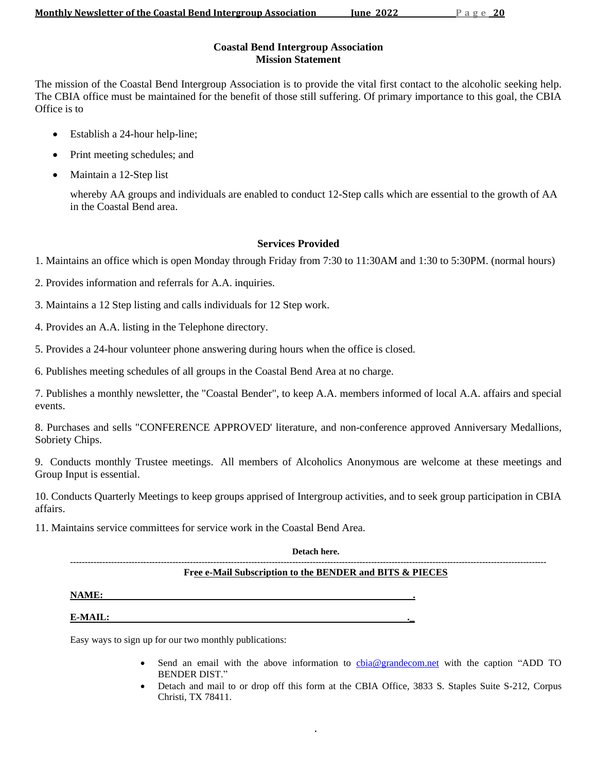## Coastal Bend Intergroup Association
## Mission Statement

The mission of the Coastal Bend Intergroup Association is to provide the vital first contact to the alcoholic seeking help. The CBIA office must be maintained for the benefit of those still suffering. Of primary importance to this goal, the CBIA Office is to

- Establish a 24-hour help-line;
- Print meeting schedules; and
- Maintain a 12-Step list

  whereby AA groups and individuals are enabled to conduct 12-Step calls which are essential to the growth of AA in the Coastal Bend area.

## Services Provided

1. Maintains an office which is open Monday through Friday from 7:30 to 11:30AM and 1:30 to 5:30PM. (normal hours)

2. Provides information and referrals for A.A. inquiries.

3. Maintains a 12 Step listing and calls individuals for 12 Step work.

4. Provides an A.A. listing in the Telephone directory.

5. Provides a 24-hour volunteer phone answering during hours when the office is closed.

6. Publishes meeting schedules of all groups in the Coastal Bend Area at no charge.

7. Publishes a monthly newsletter, the "Coastal Bender", to keep A.A. members informed of local A.A. affairs and special events.

8. Purchases and sells "CONFERENCE APPROVED' literature, and non-conference approved Anniversary Medallions, Sobriety Chips.

9. Conducts monthly Trustee meetings. All members of Alcoholics Anonymous are welcome at these meetings and Group Input is essential.

10. Conducts Quarterly Meetings to keep groups apprised of Intergroup activities, and to seek group participation in CBIA affairs.

11. Maintains service committees for service work in the Coastal Bend Area.

**Detach here.**

---

**Free e-Mail Subscription to the BENDER and BITS & PIECES**

**NAME:** ______________________________________________.

**E-MAIL:** ______________________________________________.

Easy ways to sign up for our two monthly publications:

- Send an email with the above information to cbia@grandecom.net with the caption "ADD TO BENDER DIST."
- Detach and mail to or drop off this form at the CBIA Office, 3833 S. Staples Suite S-212, Corpus Christi, TX 78411.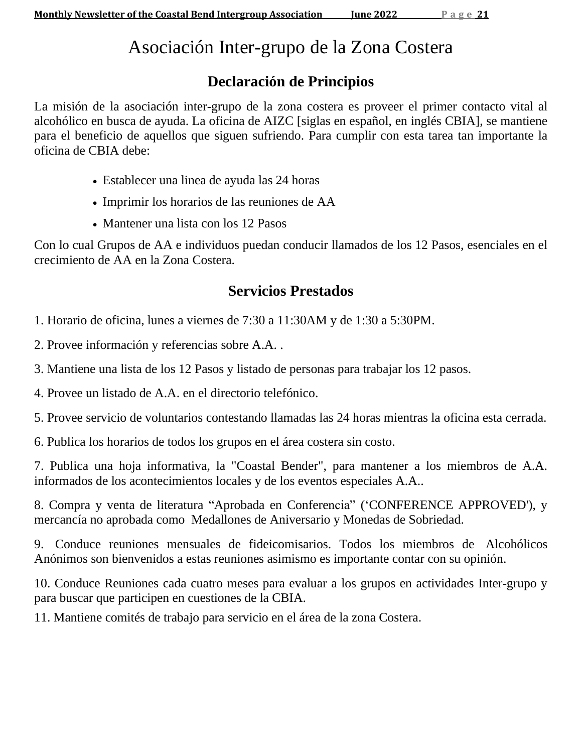# Asociación Inter-grupo de la Zona Costera

## Declaración de Principios

La misión de la asociación inter-grupo de la zona costera es proveer el primer contacto vital al alcohólico en busca de ayuda. La oficina de AIZC [siglas en español, en inglés CBIA], se mantiene para el beneficio de aquellos que siguen sufriendo. Para cumplir con esta tarea tan importante la oficina de CBIA debe:

- Establecer una linea de ayuda las 24 horas
- Imprimir los horarios de las reuniones de AA
- Mantener una lista con los 12 Pasos

Con lo cual Grupos de AA e individuos puedan conducir llamados de los 12 Pasos, esenciales en el crecimiento de AA en la Zona Costera.

## Servicios Prestados

1. Horario de oficina, lunes a viernes de 7:30 a 11:30AM y de 1:30 a 5:30PM.

2. Provee información y referencias sobre A.A. .

3. Mantiene una lista de los 12 Pasos y listado de personas para trabajar los 12 pasos.

4. Provee un listado de A.A. en el directorio telefónico.

5. Provee servicio de voluntarios contestando llamadas las 24 horas mientras la oficina esta cerrada.

6. Publica los horarios de todos los grupos en el área costera sin costo.

7. Publica una hoja informativa, la "Coastal Bender", para mantener a los miembros de A.A. informados de los acontecimientos locales y de los eventos especiales A.A..

8. Compra y venta de literatura “Aprobada en Conferencia” (‘CONFERENCE APPROVED'), y mercancía no aprobada como Medallones de Aniversario y Monedas de Sobriedad.

9. Conduce reuniones mensuales de fideicomisarios. Todos los miembros de Alcohólicos Anónimos son bienvenidos a estas reuniones asimismo es importante contar con su opinión.

10. Conduce Reuniones cada cuatro meses para evaluar a los grupos en actividades Inter-grupo y para buscar que participen en cuestiones de la CBIA.

11. Mantiene comités de trabajo para servicio en el área de la zona Costera.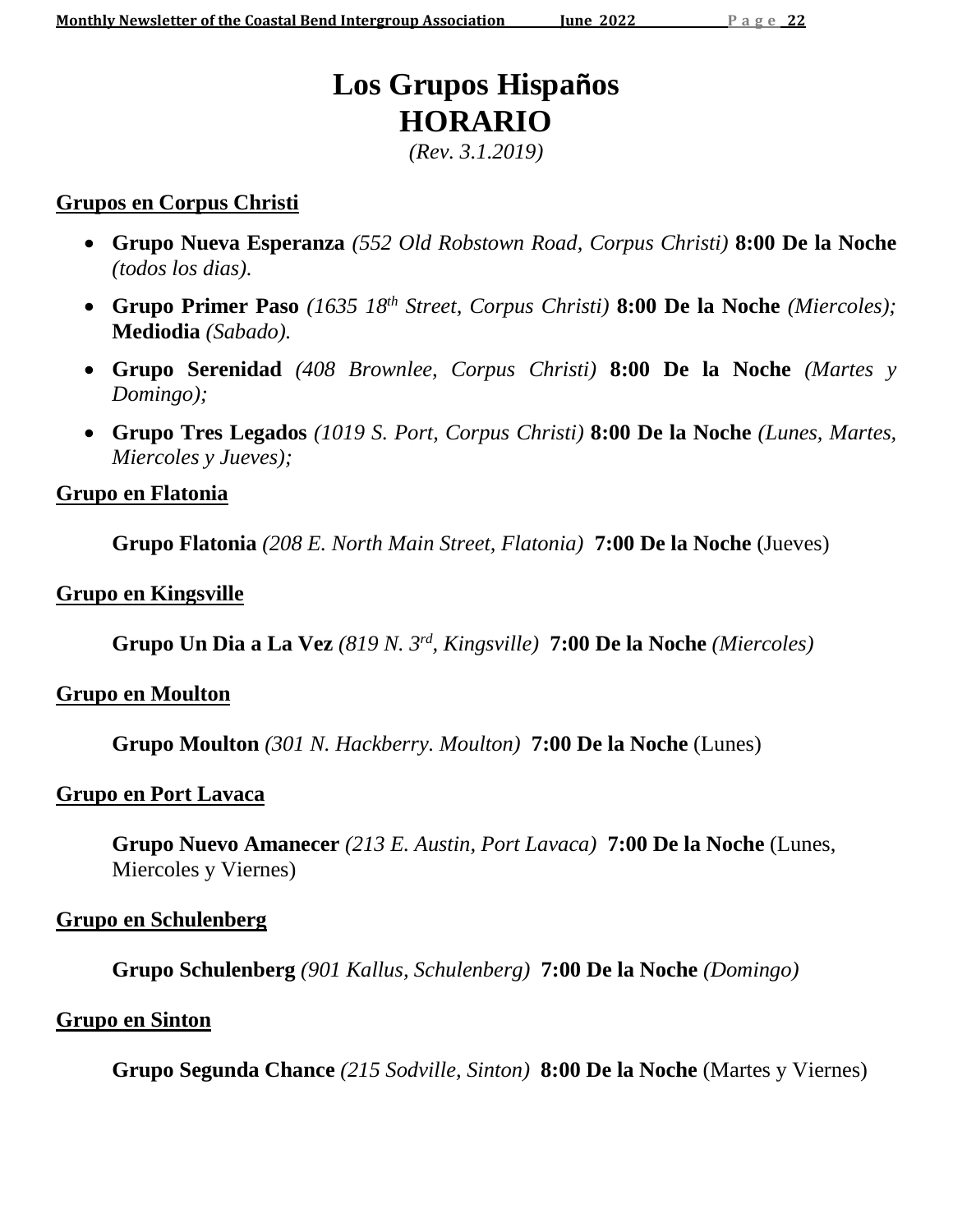# Los Grupos Hispaños
# HORARIO

*(Rev. 3.1.2019)*

## Grupos en Corpus Christi

- **Grupo Nueva Esperanza** *(552 Old Robstown Road, Corpus Christi)* **8:00 De la Noche** *(todos los dias).*
- **Grupo Primer Paso** *(1635 18th Street, Corpus Christi)* **8:00 De la Noche** *(Miercoles);* **Mediodia** *(Sabado).*
- **Grupo Serenidad** *(408 Brownlee, Corpus Christi)* **8:00 De la Noche** *(Martes y Domingo);*
- **Grupo Tres Legados** *(1019 S. Port, Corpus Christi)* **8:00 De la Noche** *(Lunes, Martes, Miercoles y Jueves);*

## Grupo en Flatonia

**Grupo Flatonia** *(208 E. North Main Street, Flatonia)* **7:00 De la Noche** (Jueves)

## Grupo en Kingsville

**Grupo Un Dia a La Vez** *(819 N. 3rd, Kingsville)* **7:00 De la Noche** *(Miercoles)*

## Grupo en Moulton

**Grupo Moulton** *(301 N. Hackberry. Moulton)* **7:00 De la Noche** (Lunes)

## Grupo en Port Lavaca

**Grupo Nuevo Amanecer** *(213 E. Austin, Port Lavaca)* **7:00 De la Noche** (Lunes, Miercoles y Viernes)

## Grupo en Schulenberg

**Grupo Schulenberg** *(901 Kallus, Schulenberg)* **7:00 De la Noche** *(Domingo)*

## Grupo en Sinton

**Grupo Segunda Chance** *(215 Sodville, Sinton)* **8:00 De la Noche** (Martes y Viernes)